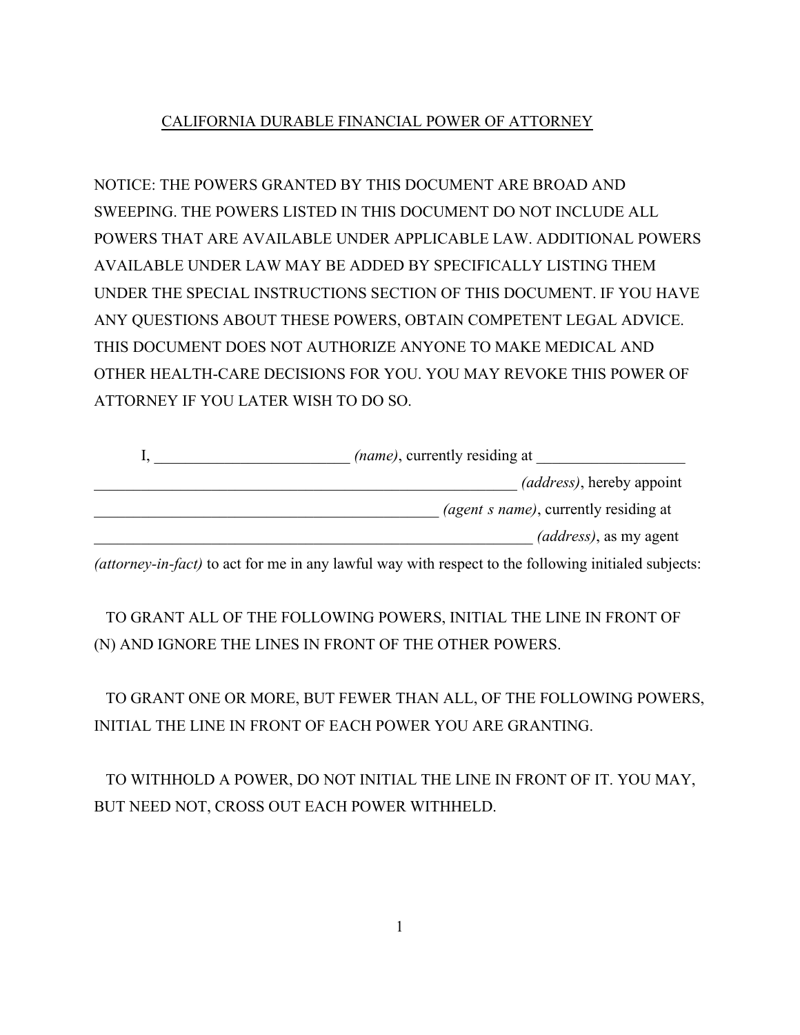# CALIFORNIA DURABLE FINANCIAL POWER OF ATTORNEY

NOTICE: THE POWERS GRANTED BY THIS DOCUMENT ARE BROAD AND SWEEPING. THE POWERS LISTED IN THIS DOCUMENT DO NOT INCLUDE ALL POWERS THAT ARE AVAILABLE UNDER APPLICABLE LAW. ADDITIONAL POWERS AVAILABLE UNDER LAW MAY BE ADDED BY SPECIFICALLY LISTING THEM UNDER THE SPECIAL INSTRUCTIONS SECTION OF THIS DOCUMENT. IF YOU HAVE ANY QUESTIONS ABOUT THESE POWERS, OBTAIN COMPETENT LEGAL ADVICE. THIS DOCUMENT DOES NOT AUTHORIZE ANYONE TO MAKE MEDICAL AND OTHER HEALTH-CARE DECISIONS FOR YOU. YOU MAY REVOKE THIS POWER OF ATTORNEY IF YOU LATER WISH TO DO SO.

I, _________________________ *(name)*, currently residing at ___________________ ________________________________________________________ *(address)*, hereby appoint ____________________________________________ *(agent s name)*, currently residing at __________________________________________________________ *(address)*, as my agent *(attorney-in-fact)* to act for me in any lawful way with respect to the following initialed subjects:

TO GRANT ALL OF THE FOLLOWING POWERS, INITIAL THE LINE IN FRONT OF (N) AND IGNORE THE LINES IN FRONT OF THE OTHER POWERS.

TO GRANT ONE OR MORE, BUT FEWER THAN ALL, OF THE FOLLOWING POWERS, INITIAL THE LINE IN FRONT OF EACH POWER YOU ARE GRANTING.

TO WITHHOLD A POWER, DO NOT INITIAL THE LINE IN FRONT OF IT. YOU MAY, BUT NEED NOT, CROSS OUT EACH POWER WITHHELD.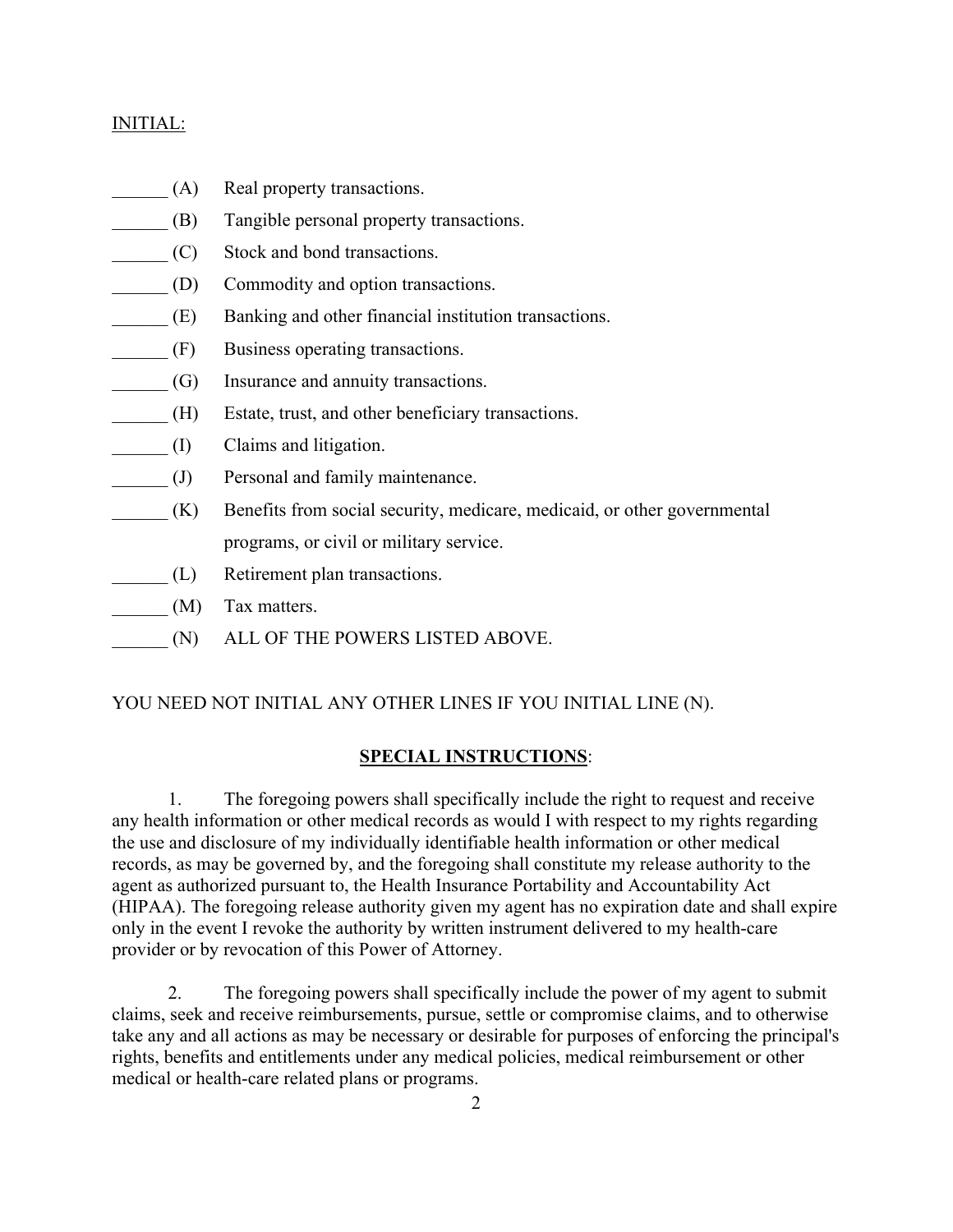INITIAL:

______ (A) Real property transactions.

______ (B) Tangible personal property transactions.

______ (C) Stock and bond transactions.

______ (D) Commodity and option transactions.

______ (E) Banking and other financial institution transactions.

______ (F) Business operating transactions.

______ (G) Insurance and annuity transactions.

______ (H) Estate, trust, and other beneficiary transactions.

______ (I) Claims and litigation.

______ (J) Personal and family maintenance.

______ (K) Benefits from social security, medicare, medicaid, or other governmental programs, or civil or military service.

______ (L) Retirement plan transactions.

______ (M) Tax matters.

______ (N) ALL OF THE POWERS LISTED ABOVE.

YOU NEED NOT INITIAL ANY OTHER LINES IF YOU INITIAL LINE (N).

**SPECIAL INSTRUCTIONS**:

1. The foregoing powers shall specifically include the right to request and receive any health information or other medical records as would I with respect to my rights regarding the use and disclosure of my individually identifiable health information or other medical records, as may be governed by, and the foregoing shall constitute my release authority to the agent as authorized pursuant to, the Health Insurance Portability and Accountability Act (HIPAA). The foregoing release authority given my agent has no expiration date and shall expire only in the event I revoke the authority by written instrument delivered to my health-care provider or by revocation of this Power of Attorney.

2. The foregoing powers shall specifically include the power of my agent to submit claims, seek and receive reimbursements, pursue, settle or compromise claims, and to otherwise take any and all actions as may be necessary or desirable for purposes of enforcing the principal's rights, benefits and entitlements under any medical policies, medical reimbursement or other medical or health-care related plans or programs.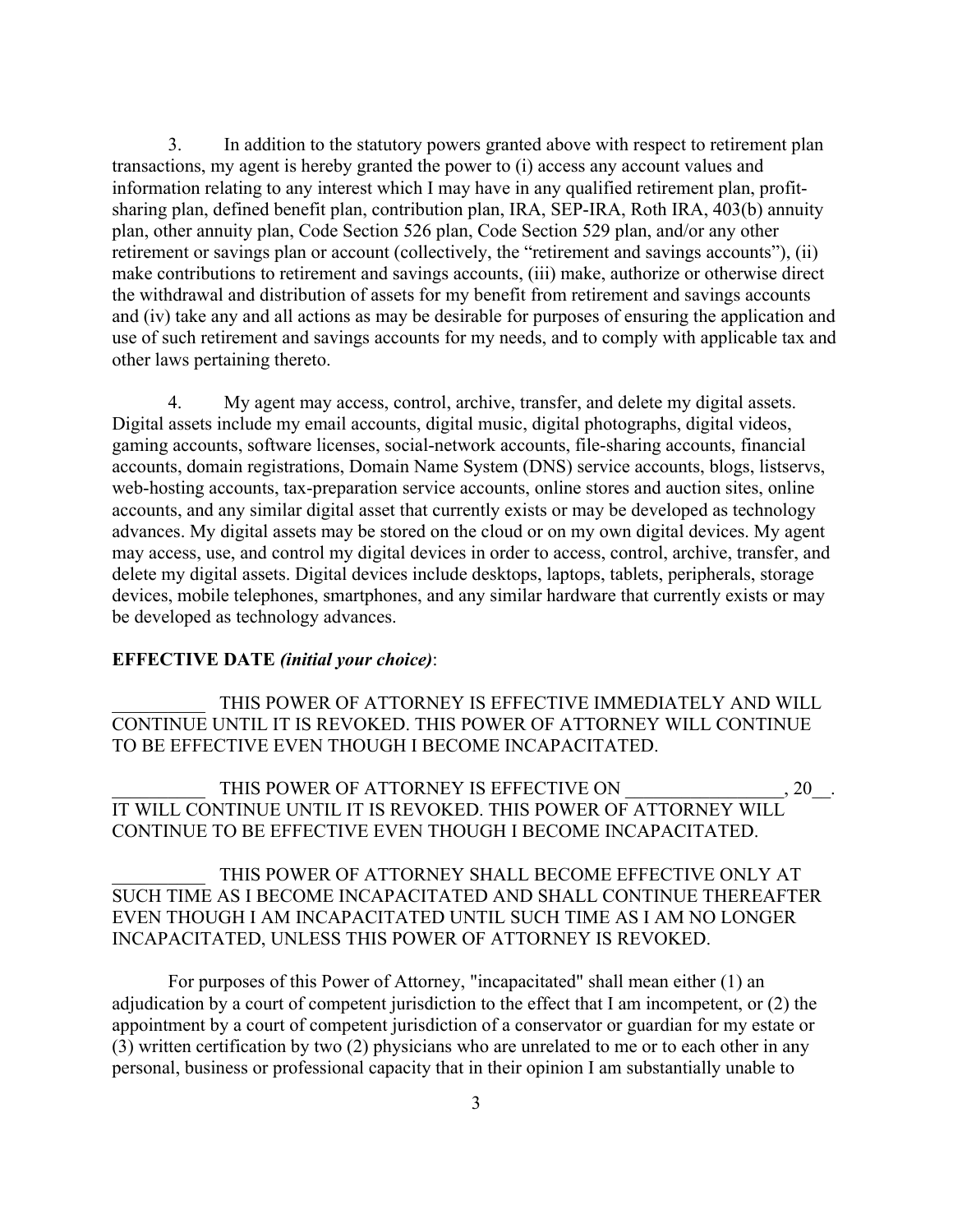3. In addition to the statutory powers granted above with respect to retirement plan transactions, my agent is hereby granted the power to (i) access any account values and information relating to any interest which I may have in any qualified retirement plan, profit-sharing plan, defined benefit plan, contribution plan, IRA, SEP-IRA, Roth IRA, 403(b) annuity plan, other annuity plan, Code Section 526 plan, Code Section 529 plan, and/or any other retirement or savings plan or account (collectively, the "retirement and savings accounts"), (ii) make contributions to retirement and savings accounts, (iii) make, authorize or otherwise direct the withdrawal and distribution of assets for my benefit from retirement and savings accounts and (iv) take any and all actions as may be desirable for purposes of ensuring the application and use of such retirement and savings accounts for my needs, and to comply with applicable tax and other laws pertaining thereto.

4. My agent may access, control, archive, transfer, and delete my digital assets. Digital assets include my email accounts, digital music, digital photographs, digital videos, gaming accounts, software licenses, social-network accounts, file-sharing accounts, financial accounts, domain registrations, Domain Name System (DNS) service accounts, blogs, listservs, web-hosting accounts, tax-preparation service accounts, online stores and auction sites, online accounts, and any similar digital asset that currently exists or may be developed as technology advances. My digital assets may be stored on the cloud or on my own digital devices. My agent may access, use, and control my digital devices in order to access, control, archive, transfer, and delete my digital assets. Digital devices include desktops, laptops, tablets, peripherals, storage devices, mobile telephones, smartphones, and any similar hardware that currently exists or may be developed as technology advances.

**EFFECTIVE DATE** ***(initial your choice)***:

__________ THIS POWER OF ATTORNEY IS EFFECTIVE IMMEDIATELY AND WILL CONTINUE UNTIL IT IS REVOKED. THIS POWER OF ATTORNEY WILL CONTINUE TO BE EFFECTIVE EVEN THOUGH I BECOME INCAPACITATED.

__________ THIS POWER OF ATTORNEY IS EFFECTIVE ON _________________, 20__. IT WILL CONTINUE UNTIL IT IS REVOKED. THIS POWER OF ATTORNEY WILL CONTINUE TO BE EFFECTIVE EVEN THOUGH I BECOME INCAPACITATED.

__________ THIS POWER OF ATTORNEY SHALL BECOME EFFECTIVE ONLY AT SUCH TIME AS I BECOME INCAPACITATED AND SHALL CONTINUE THEREAFTER EVEN THOUGH I AM INCAPACITATED UNTIL SUCH TIME AS I AM NO LONGER INCAPACITATED, UNLESS THIS POWER OF ATTORNEY IS REVOKED.

For purposes of this Power of Attorney, "incapacitated" shall mean either (1) an adjudication by a court of competent jurisdiction to the effect that I am incompetent, or (2) the appointment by a court of competent jurisdiction of a conservator or guardian for my estate or (3) written certification by two (2) physicians who are unrelated to me or to each other in any personal, business or professional capacity that in their opinion I am substantially unable to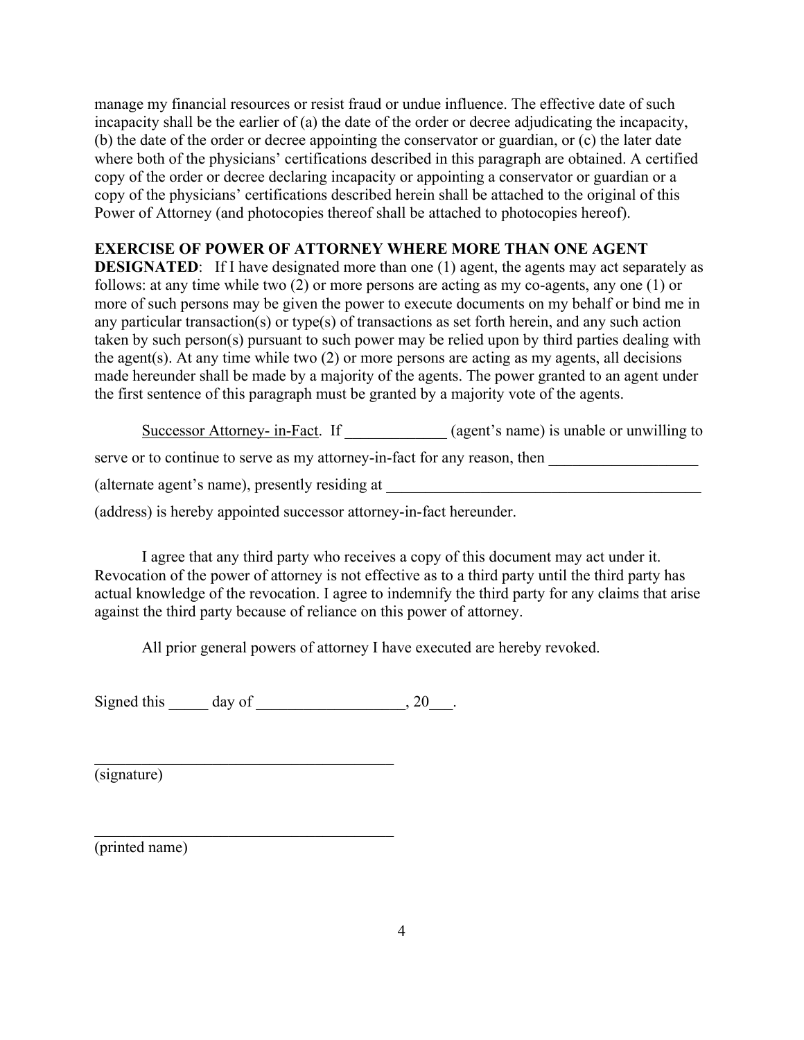manage my financial resources or resist fraud or undue influence. The effective date of such incapacity shall be the earlier of (a) the date of the order or decree adjudicating the incapacity, (b) the date of the order or decree appointing the conservator or guardian, or (c) the later date where both of the physicians' certifications described in this paragraph are obtained. A certified copy of the order or decree declaring incapacity or appointing a conservator or guardian or a copy of the physicians' certifications described herein shall be attached to the original of this Power of Attorney (and photocopies thereof shall be attached to photocopies hereof).

**EXERCISE OF POWER OF ATTORNEY WHERE MORE THAN ONE AGENT DESIGNATED**: If I have designated more than one (1) agent, the agents may act separately as follows: at any time while two (2) or more persons are acting as my co-agents, any one (1) or more of such persons may be given the power to execute documents on my behalf or bind me in any particular transaction(s) or type(s) of transactions as set forth herein, and any such action taken by such person(s) pursuant to such power may be relied upon by third parties dealing with the agent(s). At any time while two (2) or more persons are acting as my agents, all decisions made hereunder shall be made by a majority of the agents. The power granted to an agent under the first sentence of this paragraph must be granted by a majority vote of the agents.

Successor Attorney- in-Fact. If _____________ (agent's name) is unable or unwilling to serve or to continue to serve as my attorney-in-fact for any reason, then ___________________ (alternate agent's name), presently residing at ________________________________________ (address) is hereby appointed successor attorney-in-fact hereunder.

I agree that any third party who receives a copy of this document may act under it. Revocation of the power of attorney is not effective as to a third party until the third party has actual knowledge of the revocation. I agree to indemnify the third party for any claims that arise against the third party because of reliance on this power of attorney.

All prior general powers of attorney I have executed are hereby revoked.

Signed this _____ day of ___________________, 20___.

_______________________________________
(signature)

_______________________________________
(printed name)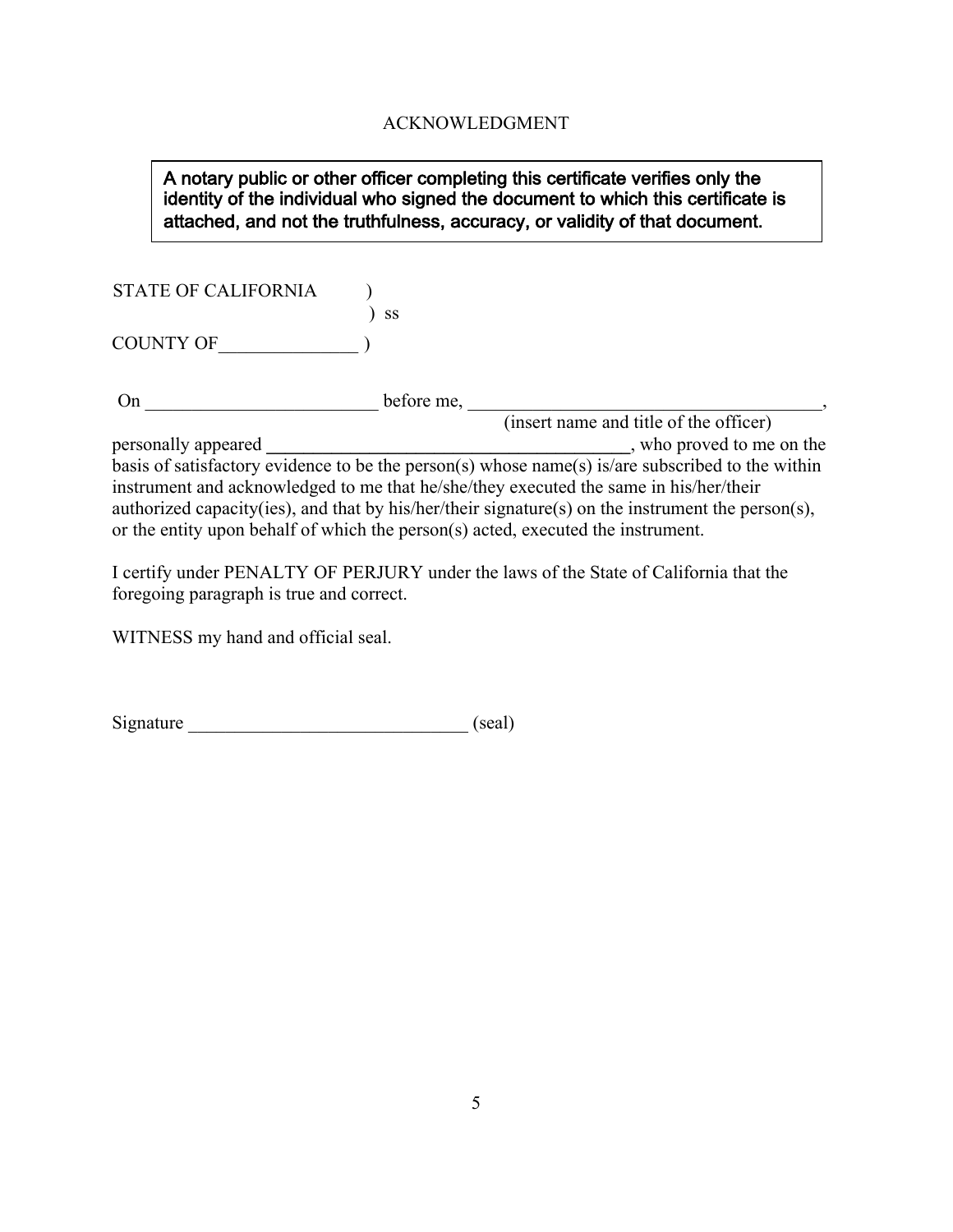# ACKNOWLEDGMENT

> **A notary public or other officer completing this certificate verifies only the identity of the individual who signed the document to which this certificate is attached, and not the truthfulness, accuracy, or validity of that document.**

STATE OF CALIFORNIA )
) ss
COUNTY OF_______________ )

On _________________________ before me, ______________________________________,
(insert name and title of the officer)
personally appeared ________________________________________, who proved to me on the basis of satisfactory evidence to be the person(s) whose name(s) is/are subscribed to the within instrument and acknowledged to me that he/she/they executed the same in his/her/their authorized capacity(ies), and that by his/her/their signature(s) on the instrument the person(s), or the entity upon behalf of which the person(s) acted, executed the instrument.

I certify under PENALTY OF PERJURY under the laws of the State of California that the foregoing paragraph is true and correct.

WITNESS my hand and official seal.

Signature ______________________________ (seal)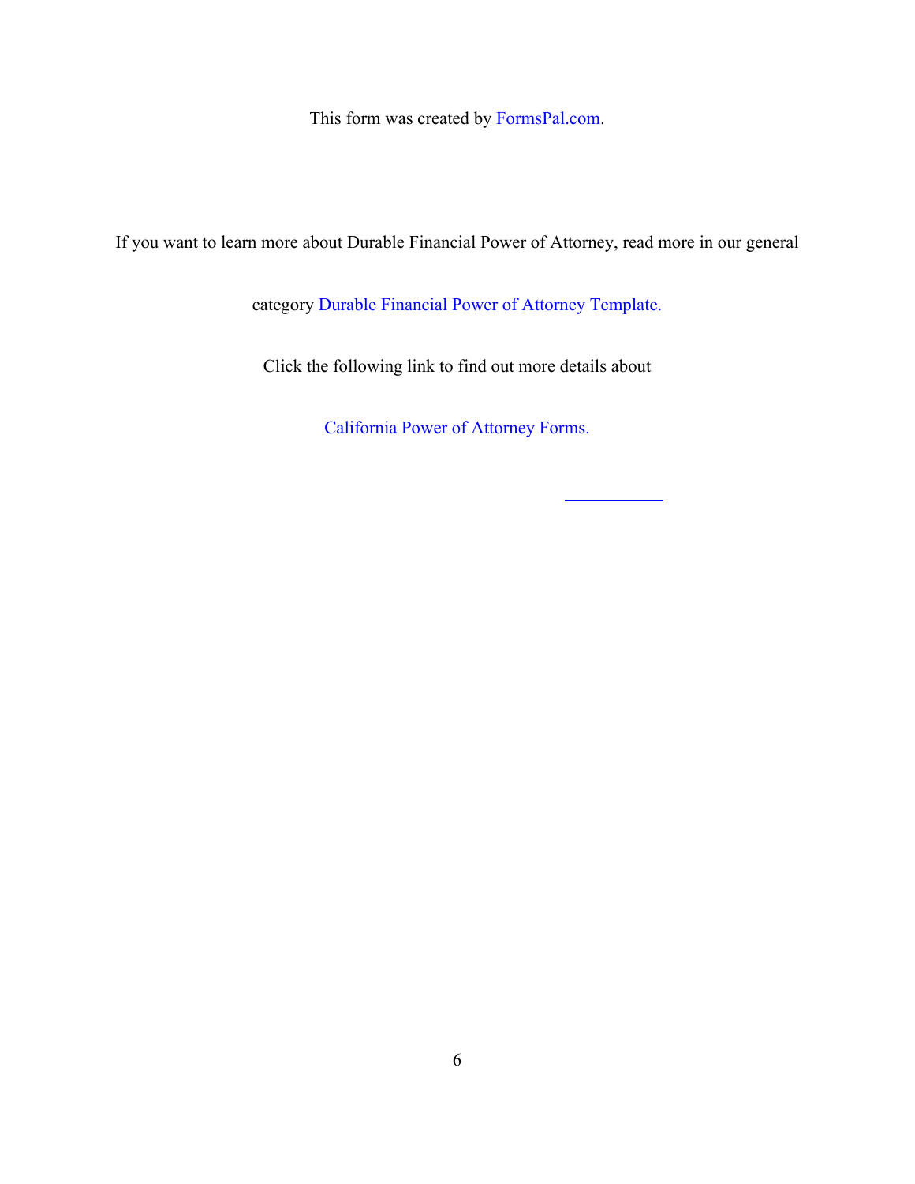This form was created by FormsPal.com.

If you want to learn more about Durable Financial Power of Attorney, read more in our general category Durable Financial Power of Attorney Template.

Click the following link to find out more details about

California Power of Attorney Forms.